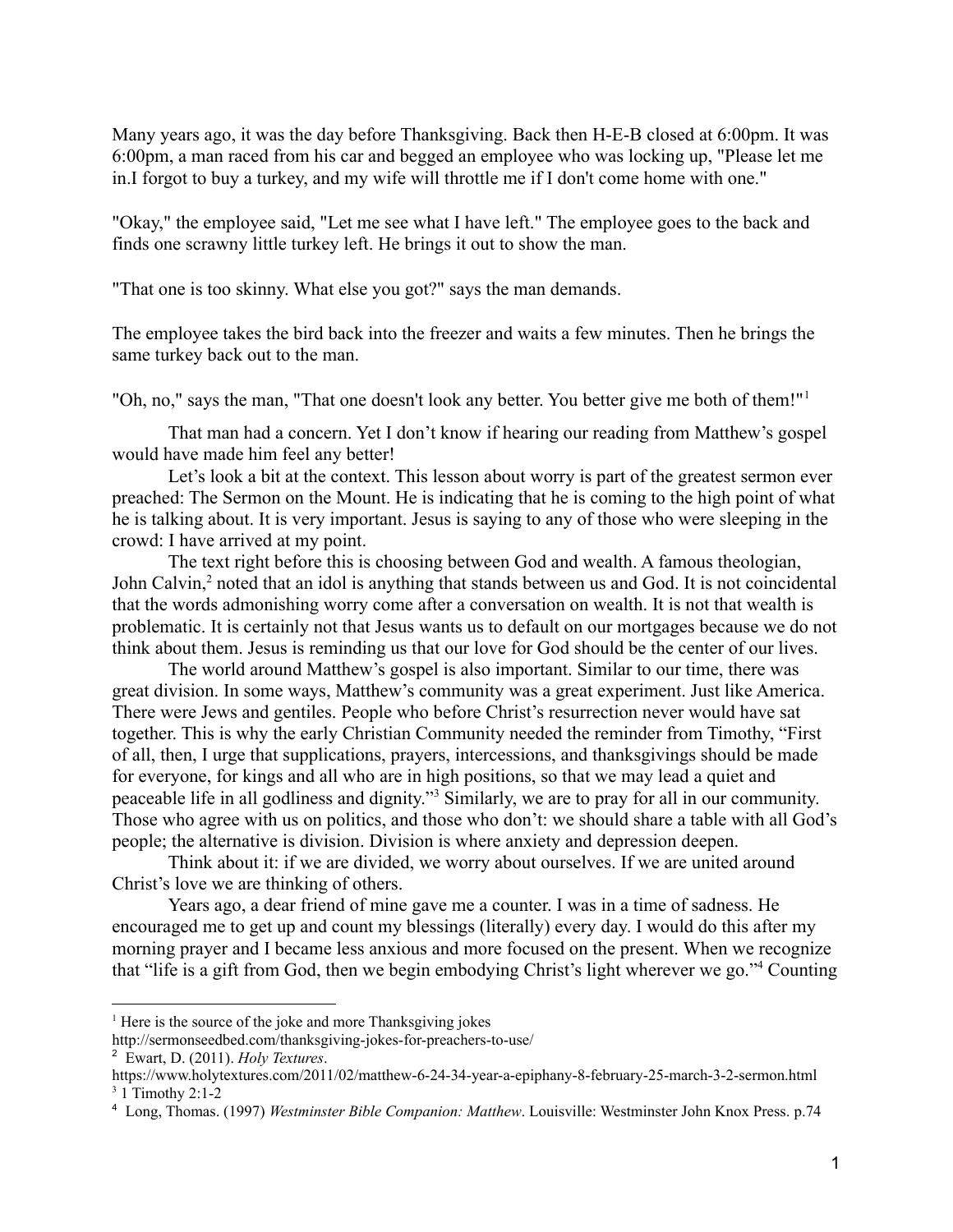Many years ago, it was the day before Thanksgiving. Back then H-E-B closed at 6:00pm. It was 6:00pm, a man raced from his car and begged an employee who was locking up, "Please let me in.I forgot to buy a turkey, and my wife will throttle me if I don't come home with one."

"Okay," the employee said, "Let me see what I have left." The employee goes to the back and finds one scrawny little turkey left. He brings it out to show the man.

"That one is too skinny. What else you got?" says the man demands.

The employee takes the bird back into the freezer and waits a few minutes. Then he brings the same turkey back out to the man.

"Oh, no," says the man, "That one doesn't look any better. You better give me both of them!"[1]

That man had a concern. Yet I don't know if hearing our reading from Matthew's gospel would have made him feel any better!

Let's look a bit at the context. This lesson about worry is part of the greatest sermon ever preached: The Sermon on the Mount. He is indicating that he is coming to the high point of what he is talking about. It is very important. Jesus is saying to any of those who were sleeping in the crowd: I have arrived at my point.

The text right before this is choosing between God and wealth. A famous theologian, John Calvin,[2] noted that an idol is anything that stands between us and God. It is not coincidental that the words admonishing worry come after a conversation on wealth. It is not that wealth is problematic. It is certainly not that Jesus wants us to default on our mortgages because we do not think about them. Jesus is reminding us that our love for God should be the center of our lives.

The world around Matthew's gospel is also important. Similar to our time, there was great division. In some ways, Matthew's community was a great experiment. Just like America. There were Jews and gentiles. People who before Christ's resurrection never would have sat together. This is why the early Christian Community needed the reminder from Timothy, "First of all, then, I urge that supplications, prayers, intercessions, and thanksgivings should be made for everyone, for kings and all who are in high positions, so that we may lead a quiet and peaceable life in all godliness and dignity."[3] Similarly, we are to pray for all in our community. Those who agree with us on politics, and those who don't: we should share a table with all God's people; the alternative is division. Division is where anxiety and depression deepen.

Think about it: if we are divided, we worry about ourselves. If we are united around Christ's love we are thinking of others.

Years ago, a dear friend of mine gave me a counter. I was in a time of sadness. He encouraged me to get up and count my blessings (literally) every day. I would do this after my morning prayer and I became less anxious and more focused on the present. When we recognize that "life is a gift from God, then we begin embodying Christ's light wherever we go."[4] Counting

---

[1] Here is the source of the joke and more Thanksgiving jokes http://sermonseedbed.com/thanksgiving-jokes-for-preachers-to-use/

[2] Ewart, D. (2011). *Holy Textures*. https://www.holytextures.com/2011/02/matthew-6-24-34-year-a-epiphany-8-february-25-march-3-2-sermon.html

[3] 1 Timothy 2:1-2

[4] Long, Thomas. (1997) *Westminster Bible Companion: Matthew*. Louisville: Westminster John Knox Press. p.74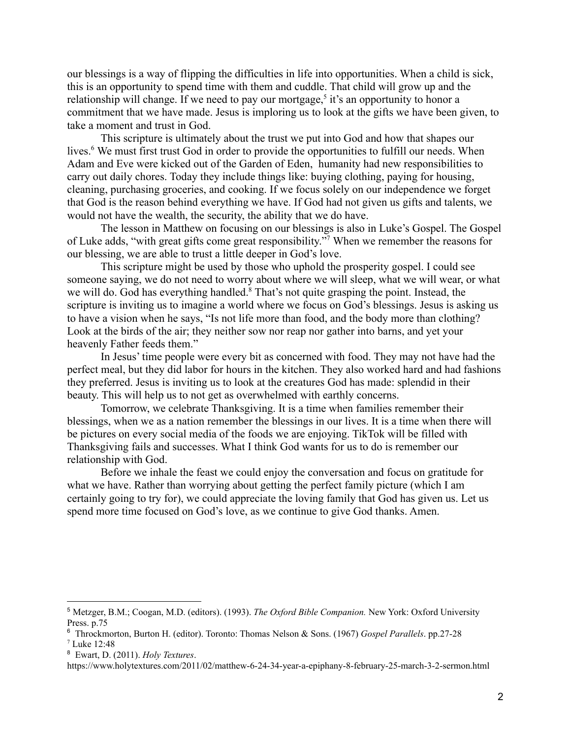our blessings is a way of flipping the difficulties in life into opportunities. When a child is sick, this is an opportunity to spend time with them and cuddle. That child will grow up and the relationship will change. If we need to pay our mortgage,[5] it's an opportunity to honor a commitment that we have made. Jesus is imploring us to look at the gifts we have been given, to take a moment and trust in God.

This scripture is ultimately about the trust we put into God and how that shapes our lives.[6] We must first trust God in order to provide the opportunities to fulfill our needs. When Adam and Eve were kicked out of the Garden of Eden, humanity had new responsibilities to carry out daily chores. Today they include things like: buying clothing, paying for housing, cleaning, purchasing groceries, and cooking. If we focus solely on our independence we forget that God is the reason behind everything we have. If God had not given us gifts and talents, we would not have the wealth, the security, the ability that we do have.

The lesson in Matthew on focusing on our blessings is also in Luke's Gospel. The Gospel of Luke adds, "with great gifts come great responsibility."[7] When we remember the reasons for our blessing, we are able to trust a little deeper in God's love.

This scripture might be used by those who uphold the prosperity gospel. I could see someone saying, we do not need to worry about where we will sleep, what we will wear, or what we will do. God has everything handled.[8] That's not quite grasping the point. Instead, the scripture is inviting us to imagine a world where we focus on God's blessings. Jesus is asking us to have a vision when he says, "Is not life more than food, and the body more than clothing? Look at the birds of the air; they neither sow nor reap nor gather into barns, and yet your heavenly Father feeds them."

In Jesus' time people were every bit as concerned with food. They may not have had the perfect meal, but they did labor for hours in the kitchen. They also worked hard and had fashions they preferred. Jesus is inviting us to look at the creatures God has made: splendid in their beauty. This will help us to not get as overwhelmed with earthly concerns.

Tomorrow, we celebrate Thanksgiving. It is a time when families remember their blessings, when we as a nation remember the blessings in our lives. It is a time when there will be pictures on every social media of the foods we are enjoying. TikTok will be filled with Thanksgiving fails and successes. What I think God wants for us to do is remember our relationship with God.

Before we inhale the feast we could enjoy the conversation and focus on gratitude for what we have. Rather than worrying about getting the perfect family picture (which I am certainly going to try for), we could appreciate the loving family that God has given us. Let us spend more time focused on God's love, as we continue to give God thanks. Amen.

---

[5] Metzger, B.M.; Coogan, M.D. (editors). (1993). *The Oxford Bible Companion.* New York: Oxford University Press. p.75

[6] Throckmorton, Burton H. (editor). Toronto: Thomas Nelson & Sons. (1967) *Gospel Parallels*. pp.27-28

[7] Luke 12:48

[8] Ewart, D. (2011). *Holy Textures*. https://www.holytextures.com/2011/02/matthew-6-24-34-year-a-epiphany-8-february-25-march-3-2-sermon.html